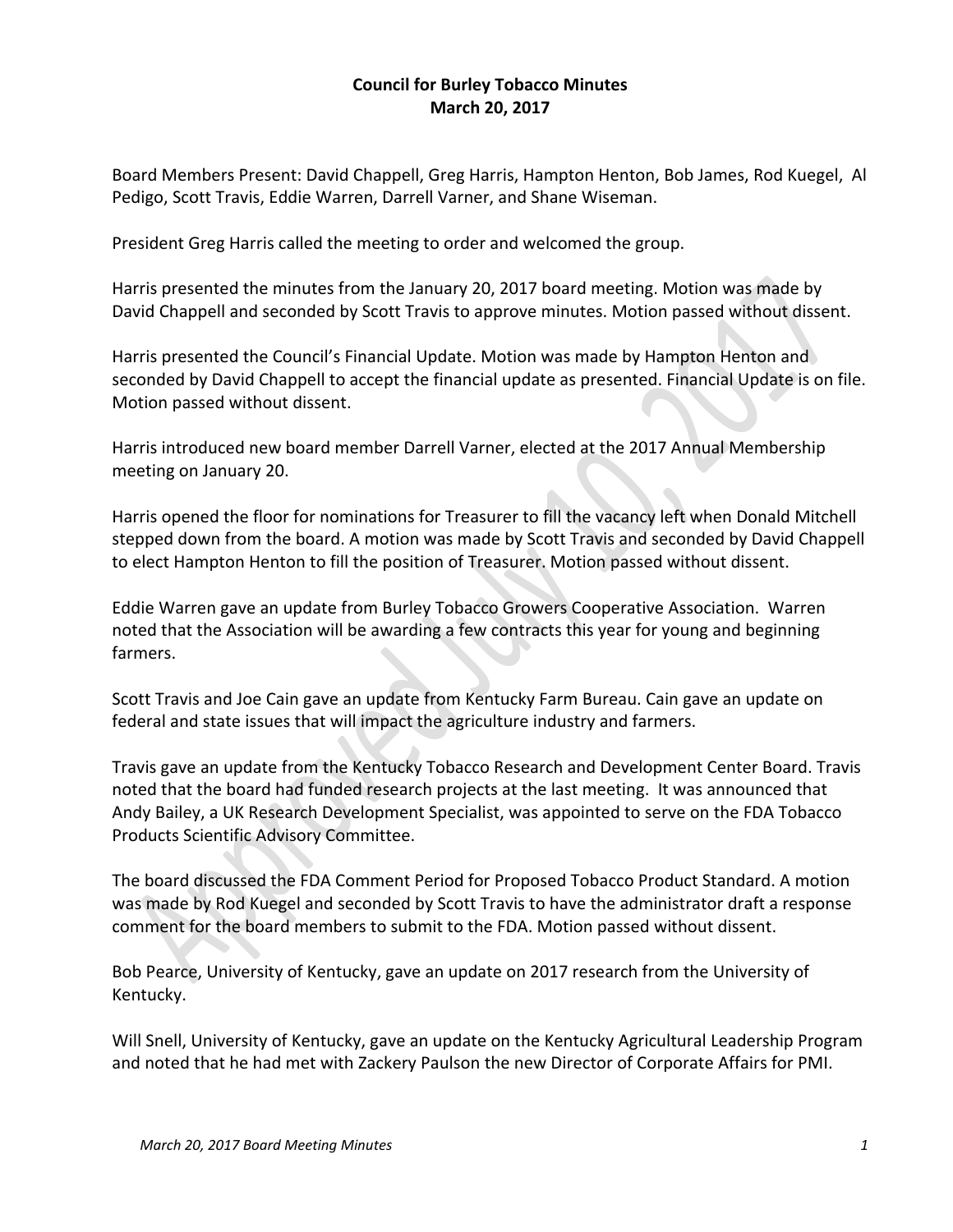# Council for Burley Tobacco Minutes
## March 20, 2017

Board Members Present: David Chappell, Greg Harris, Hampton Henton, Bob James, Rod Kuegel, Al Pedigo, Scott Travis, Eddie Warren, Darrell Varner, and Shane Wiseman.

President Greg Harris called the meeting to order and welcomed the group.

Harris presented the minutes from the January 20, 2017 board meeting. Motion was made by David Chappell and seconded by Scott Travis to approve minutes. Motion passed without dissent.

Harris presented the Council's Financial Update. Motion was made by Hampton Henton and seconded by David Chappell to accept the financial update as presented. Financial Update is on file. Motion passed without dissent.

Harris introduced new board member Darrell Varner, elected at the 2017 Annual Membership meeting on January 20.

Harris opened the floor for nominations for Treasurer to fill the vacancy left when Donald Mitchell stepped down from the board. A motion was made by Scott Travis and seconded by David Chappell to elect Hampton Henton to fill the position of Treasurer. Motion passed without dissent.

Eddie Warren gave an update from Burley Tobacco Growers Cooperative Association. Warren noted that the Association will be awarding a few contracts this year for young and beginning farmers.

Scott Travis and Joe Cain gave an update from Kentucky Farm Bureau. Cain gave an update on federal and state issues that will impact the agriculture industry and farmers.

Travis gave an update from the Kentucky Tobacco Research and Development Center Board. Travis noted that the board had funded research projects at the last meeting. It was announced that Andy Bailey, a UK Research Development Specialist, was appointed to serve on the FDA Tobacco Products Scientific Advisory Committee.

The board discussed the FDA Comment Period for Proposed Tobacco Product Standard. A motion was made by Rod Kuegel and seconded by Scott Travis to have the administrator draft a response comment for the board members to submit to the FDA. Motion passed without dissent.

Bob Pearce, University of Kentucky, gave an update on 2017 research from the University of Kentucky.

Will Snell, University of Kentucky, gave an update on the Kentucky Agricultural Leadership Program and noted that he had met with Zackery Paulson the new Director of Corporate Affairs for PMI.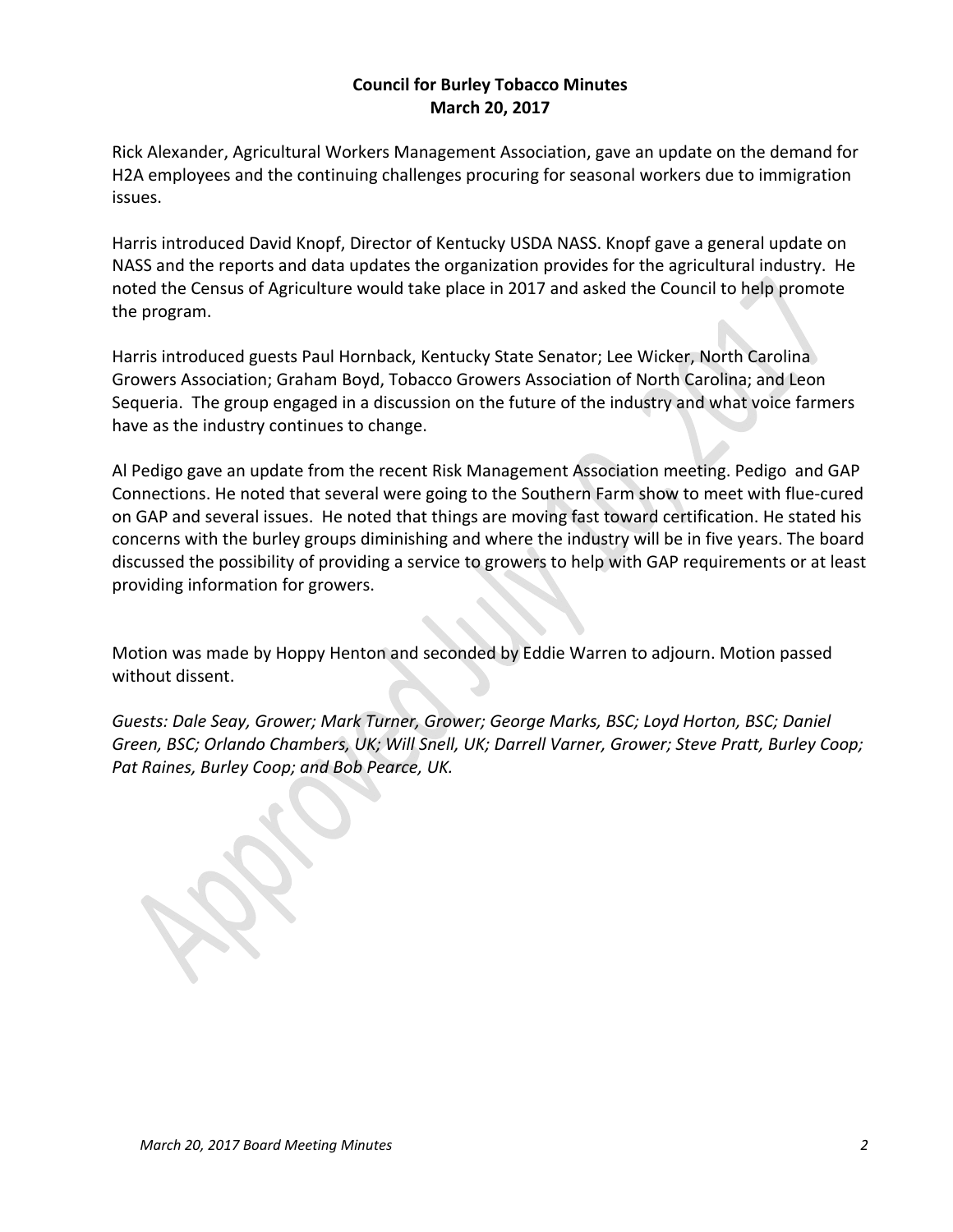**Council for Burley Tobacco Minutes**
**March 20, 2017**

Rick Alexander, Agricultural Workers Management Association, gave an update on the demand for H2A employees and the continuing challenges procuring for seasonal workers due to immigration issues.

Harris introduced David Knopf, Director of Kentucky USDA NASS. Knopf gave a general update on NASS and the reports and data updates the organization provides for the agricultural industry. He noted the Census of Agriculture would take place in 2017 and asked the Council to help promote the program.

Harris introduced guests Paul Hornback, Kentucky State Senator; Lee Wicker, North Carolina Growers Association; Graham Boyd, Tobacco Growers Association of North Carolina; and Leon Sequeria. The group engaged in a discussion on the future of the industry and what voice farmers have as the industry continues to change.

Al Pedigo gave an update from the recent Risk Management Association meeting. Pedigo and GAP Connections. He noted that several were going to the Southern Farm show to meet with flue-cured on GAP and several issues. He noted that things are moving fast toward certification. He stated his concerns with the burley groups diminishing and where the industry will be in five years. The board discussed the possibility of providing a service to growers to help with GAP requirements or at least providing information for growers.

Motion was made by Hoppy Henton and seconded by Eddie Warren to adjourn. Motion passed without dissent.

*Guests: Dale Seay, Grower; Mark Turner, Grower; George Marks, BSC; Loyd Horton, BSC; Daniel Green, BSC; Orlando Chambers, UK; Will Snell, UK; Darrell Varner, Grower; Steve Pratt, Burley Coop; Pat Raines, Burley Coop; and Bob Pearce, UK.*